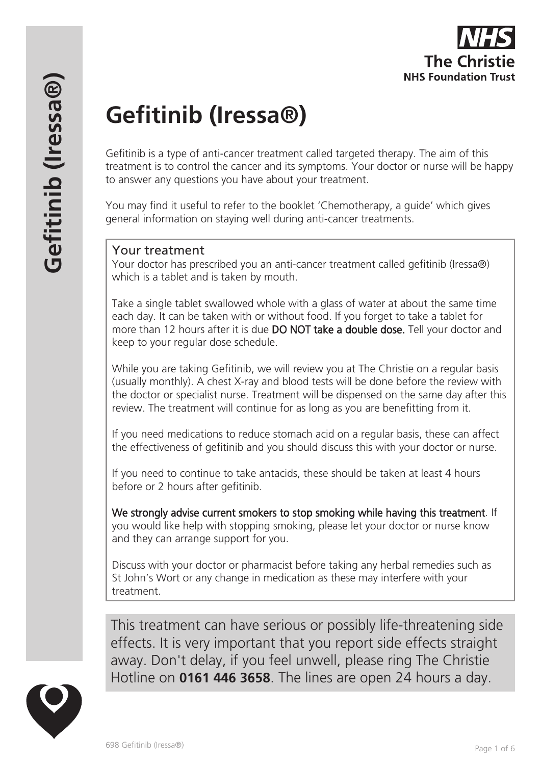# Gefitinib (Iressa®)

Gefitinib is a type of anti-cancer treatment called targeted therapy. The aim of this treatment is to control the cancer and its symptoms. Your doctor or nurse will be happy to answer any questions you have about your treatment.

You may find it useful to refer to the booklet 'Chemotherapy, a guide' which gives general information on staying well during anti-cancer treatments.

## Your treatment

Your doctor has prescribed you an anti-cancer treatment called gefitinib (Iressa®) which is a tablet and is taken by mouth.

Take a single tablet swallowed whole with a glass of water at about the same time each day. It can be taken with or without food. If you forget to take a tablet for more than 12 hours after it is due **DO NOT take a double dose.** Tell your doctor and keep to your regular dose schedule.

While you are taking Gefitinib, we will review you at The Christie on a regular basis (usually monthly). A chest X-ray and blood tests will be done before the review with the doctor or specialist nurse. Treatment will be dispensed on the same day after this review. The treatment will continue for as long as you are benefitting from it.

If you need medications to reduce stomach acid on a regular basis, these can affect the effectiveness of gefitinib and you should discuss this with your doctor or nurse.

If you need to continue to take antacids, these should be taken at least 4 hours before or 2 hours after gefitinib.

**We strongly advise current smokers to stop smoking while having this treatment**. If you would like help with stopping smoking, please let your doctor or nurse know and they can arrange support for you.

Discuss with your doctor or pharmacist before taking any herbal remedies such as St John's Wort or any change in medication as these may interfere with your treatment.

This treatment can have serious or possibly life-threatening side effects. It is very important that you report side effects straight away. Don't delay, if you feel unwell, please ring The Christie Hotline on **0161 446 3658**. The lines are open 24 hours a day.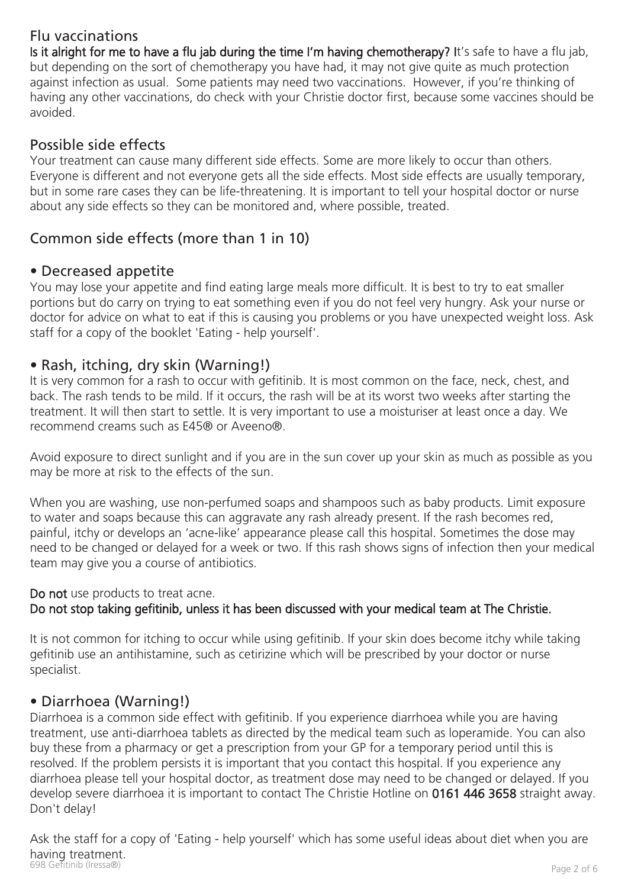## Flu vaccinations

**Is it alright for me to have a flu jab during the time I'm having chemotherapy?** It's safe to have a flu jab, but depending on the sort of chemotherapy you have had, it may not give quite as much protection against infection as usual. Some patients may need two vaccinations. However, if you're thinking of having any other vaccinations, do check with your Christie doctor first, because some vaccines should be avoided.

## Possible side effects

Your treatment can cause many different side effects. Some are more likely to occur than others. Everyone is different and not everyone gets all the side effects. Most side effects are usually temporary, but in some rare cases they can be life-threatening. It is important to tell your hospital doctor or nurse about any side effects so they can be monitored and, where possible, treated.

## Common side effects (more than 1 in 10)

### • Decreased appetite

You may lose your appetite and find eating large meals more difficult. It is best to try to eat smaller portions but do carry on trying to eat something even if you do not feel very hungry. Ask your nurse or doctor for advice on what to eat if this is causing you problems or you have unexpected weight loss. Ask staff for a copy of the booklet 'Eating - help yourself'.

### • Rash, itching, dry skin (Warning!)

It is very common for a rash to occur with gefitinib. It is most common on the face, neck, chest, and back. The rash tends to be mild. If it occurs, the rash will be at its worst two weeks after starting the treatment. It will then start to settle. It is very important to use a moisturiser at least once a day. We recommend creams such as E45® or Aveeno®.

Avoid exposure to direct sunlight and if you are in the sun cover up your skin as much as possible as you may be more at risk to the effects of the sun.

When you are washing, use non-perfumed soaps and shampoos such as baby products. Limit exposure to water and soaps because this can aggravate any rash already present. If the rash becomes red, painful, itchy or develops an 'acne-like' appearance please call this hospital. Sometimes the dose may need to be changed or delayed for a week or two. If this rash shows signs of infection then your medical team may give you a course of antibiotics.

**Do not** use products to treat acne.
**Do not stop taking gefitinib, unless it has been discussed with your medical team at The Christie.**

It is not common for itching to occur while using gefitinib. If your skin does become itchy while taking gefitinib use an antihistamine, such as cetirizine which will be prescribed by your doctor or nurse specialist.

### • Diarrhoea (Warning!)

Diarrhoea is a common side effect with gefitinib. If you experience diarrhoea while you are having treatment, use anti-diarrhoea tablets as directed by the medical team such as loperamide. You can also buy these from a pharmacy or get a prescription from your GP for a temporary period until this is resolved. If the problem persists it is important that you contact this hospital. If you experience any diarrhoea please tell your hospital doctor, as treatment dose may need to be changed or delayed. If you develop severe diarrhoea it is important to contact The Christie Hotline on **0161 446 3658** straight away. Don't delay!

Ask the staff for a copy of 'Eating - help yourself' which has some useful ideas about diet when you are having treatment.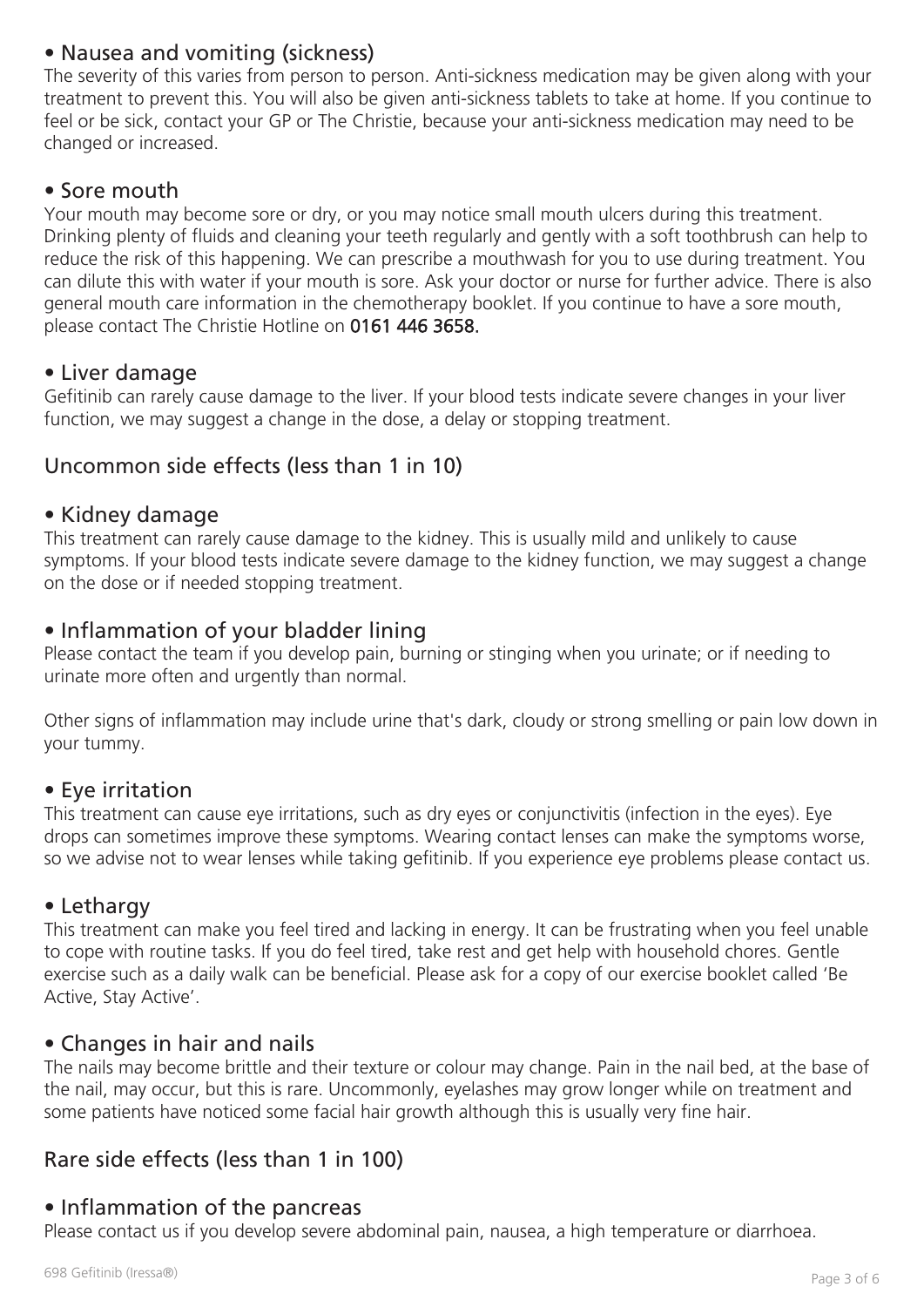### • Nausea and vomiting (sickness)

The severity of this varies from person to person. Anti-sickness medication may be given along with your treatment to prevent this. You will also be given anti-sickness tablets to take at home. If you continue to feel or be sick, contact your GP or The Christie, because your anti-sickness medication may need to be changed or increased.

### • Sore mouth

Your mouth may become sore or dry, or you may notice small mouth ulcers during this treatment. Drinking plenty of fluids and cleaning your teeth regularly and gently with a soft toothbrush can help to reduce the risk of this happening. We can prescribe a mouthwash for you to use during treatment. You can dilute this with water if your mouth is sore. Ask your doctor or nurse for further advice. There is also general mouth care information in the chemotherapy booklet. If you continue to have a sore mouth, please contact The Christie Hotline on **0161 446 3658.**

### • Liver damage

Gefitinib can rarely cause damage to the liver. If your blood tests indicate severe changes in your liver function, we may suggest a change in the dose, a delay or stopping treatment.

## Uncommon side effects (less than 1 in 10)

### • Kidney damage

This treatment can rarely cause damage to the kidney. This is usually mild and unlikely to cause symptoms. If your blood tests indicate severe damage to the kidney function, we may suggest a change on the dose or if needed stopping treatment.

### • Inflammation of your bladder lining

Please contact the team if you develop pain, burning or stinging when you urinate; or if needing to urinate more often and urgently than normal.

Other signs of inflammation may include urine that's dark, cloudy or strong smelling or pain low down in your tummy.

### • Eye irritation

This treatment can cause eye irritations, such as dry eyes or conjunctivitis (infection in the eyes). Eye drops can sometimes improve these symptoms. Wearing contact lenses can make the symptoms worse, so we advise not to wear lenses while taking gefitinib. If you experience eye problems please contact us.

### • Lethargy

This treatment can make you feel tired and lacking in energy. It can be frustrating when you feel unable to cope with routine tasks. If you do feel tired, take rest and get help with household chores. Gentle exercise such as a daily walk can be beneficial. Please ask for a copy of our exercise booklet called 'Be Active, Stay Active'.

### • Changes in hair and nails

The nails may become brittle and their texture or colour may change. Pain in the nail bed, at the base of the nail, may occur, but this is rare. Uncommonly, eyelashes may grow longer while on treatment and some patients have noticed some facial hair growth although this is usually very fine hair.

## Rare side effects (less than 1 in 100)

### • Inflammation of the pancreas

Please contact us if you develop severe abdominal pain, nausea, a high temperature or diarrhoea.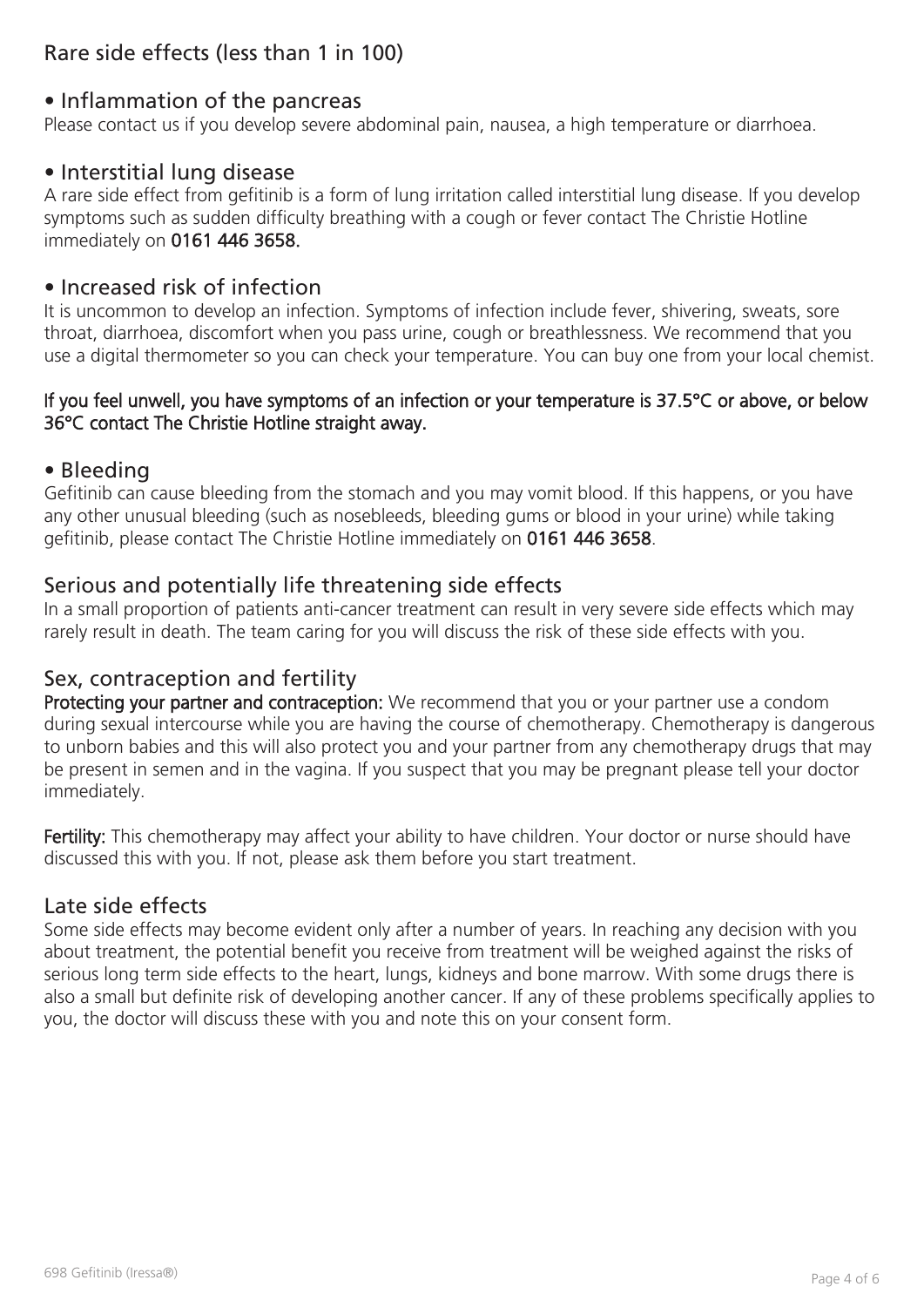## Rare side effects (less than 1 in 100)

### • Inflammation of the pancreas

Please contact us if you develop severe abdominal pain, nausea, a high temperature or diarrhoea.

### • Interstitial lung disease

A rare side effect from gefitinib is a form of lung irritation called interstitial lung disease. If you develop symptoms such as sudden difficulty breathing with a cough or fever contact The Christie Hotline immediately on **0161 446 3658.**

### • Increased risk of infection

It is uncommon to develop an infection. Symptoms of infection include fever, shivering, sweats, sore throat, diarrhoea, discomfort when you pass urine, cough or breathlessness. We recommend that you use a digital thermometer so you can check your temperature. You can buy one from your local chemist.

**If you feel unwell, you have symptoms of an infection or your temperature is 37.5°C or above, or below 36°C contact The Christie Hotline straight away.**

### • Bleeding

Gefitinib can cause bleeding from the stomach and you may vomit blood. If this happens, or you have any other unusual bleeding (such as nosebleeds, bleeding gums or blood in your urine) while taking gefitinib, please contact The Christie Hotline immediately on **0161 446 3658**.

## Serious and potentially life threatening side effects

In a small proportion of patients anti-cancer treatment can result in very severe side effects which may rarely result in death. The team caring for you will discuss the risk of these side effects with you.

## Sex, contraception and fertility

**Protecting your partner and contraception:** We recommend that you or your partner use a condom during sexual intercourse while you are having the course of chemotherapy. Chemotherapy is dangerous to unborn babies and this will also protect you and your partner from any chemotherapy drugs that may be present in semen and in the vagina. If you suspect that you may be pregnant please tell your doctor immediately.

**Fertility:** This chemotherapy may affect your ability to have children. Your doctor or nurse should have discussed this with you. If not, please ask them before you start treatment.

## Late side effects

Some side effects may become evident only after a number of years. In reaching any decision with you about treatment, the potential benefit you receive from treatment will be weighed against the risks of serious long term side effects to the heart, lungs, kidneys and bone marrow. With some drugs there is also a small but definite risk of developing another cancer. If any of these problems specifically applies to you, the doctor will discuss these with you and note this on your consent form.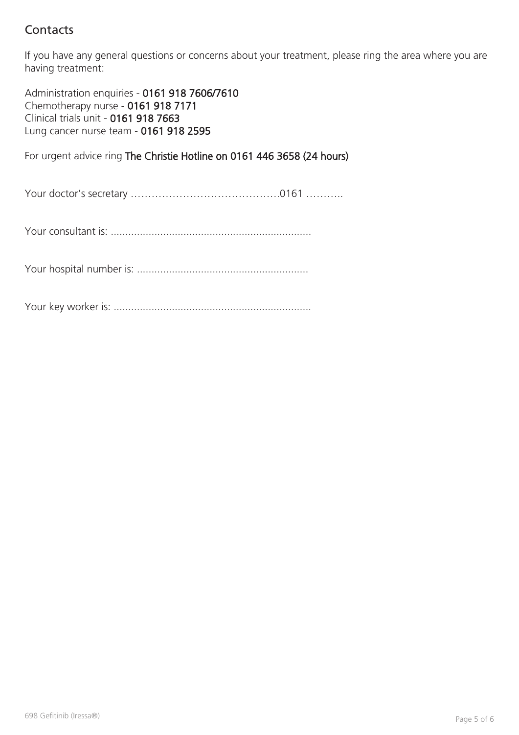## Contacts

If you have any general questions or concerns about your treatment, please ring the area where you are having treatment:

Administration enquiries - **0161 918 7606/7610**
Chemotherapy nurse - **0161 918 7171**
Clinical trials unit - **0161 918 7663**
Lung cancer nurse team - **0161 918 2595**

For urgent advice ring **The Christie Hotline on 0161 446 3658 (24 hours)**

Your doctor's secretary …………………………………….0161 ………..

Your consultant is: ....................................................................

Your hospital number is: ...........................................................

Your key worker is: ....................................................................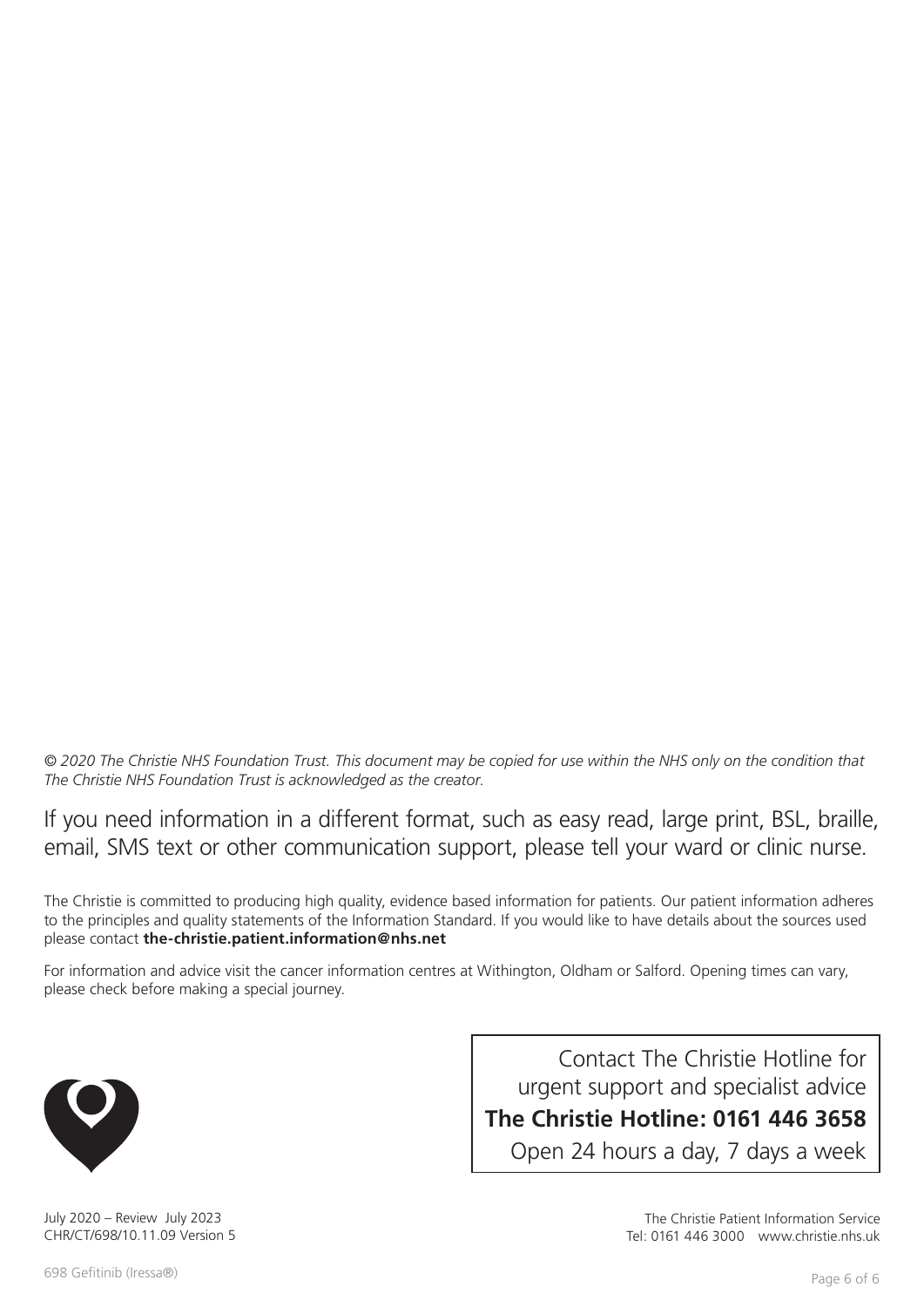*© 2020 The Christie NHS Foundation Trust. This document may be copied for use within the NHS only on the condition that The Christie NHS Foundation Trust is acknowledged as the creator.*

If you need information in a different format, such as easy read, large print, BSL, braille, email, SMS text or other communication support, please tell your ward or clinic nurse.

The Christie is committed to producing high quality, evidence based information for patients. Our patient information adheres to the principles and quality statements of the Information Standard. If you would like to have details about the sources used please contact **the-christie.patient.information@nhs.net**

For information and advice visit the cancer information centres at Withington, Oldham or Salford. Opening times can vary, please check before making a special journey.

Contact The Christie Hotline for urgent support and specialist advice

**The Christie Hotline: 0161 446 3658**

Open 24 hours a day, 7 days a week

July 2020 – Review July 2023
CHR/CT/698/10.11.09 Version 5

The Christie Patient Information Service
Tel: 0161 446 3000 www.christie.nhs.uk

698 Gefitinib (Iressa®)